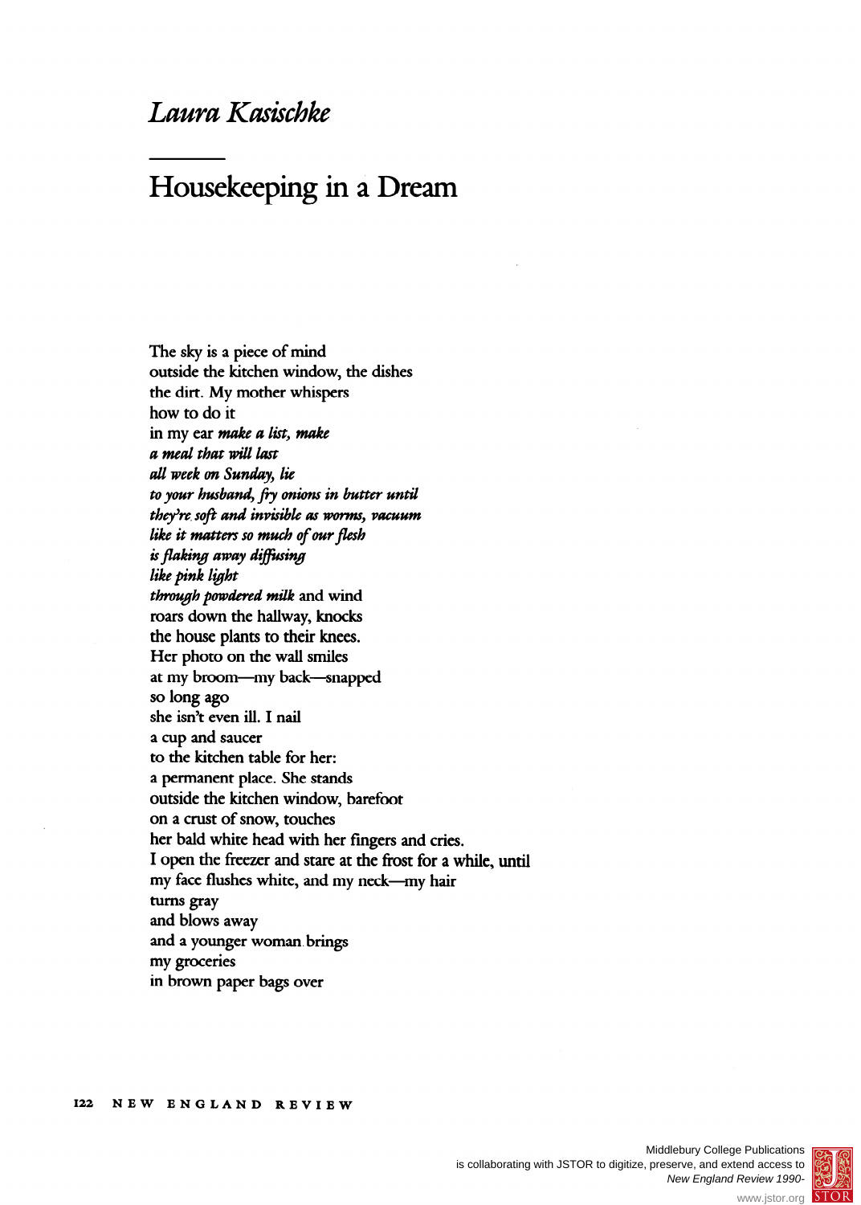*Laura Kasischke*

# Housekeeping in a Dream

The sky is a piece of mind  
outside the kitchen window, the dishes  
the dirt. My mother whispers  
how to do it  
in my ear ***make a list, make***  
***a meal that will last***  
***all week on Sunday, lie***  
***to your husband, fry onions in butter until***  
***they're soft and invisible as worms, vacuum***  
***like it matters so much of our flesh***  
***is flaking away diffusing***  
***like pink light***  
***through powdered milk*** and wind  
roars down the hallway, knocks  
the house plants to their knees.  
Her photo on the wall smiles  
at my broom—my back—snapped  
so long ago  
she isn't even ill. I nail  
a cup and saucer  
to the kitchen table for her:  
a permanent place. She stands  
outside the kitchen window, barefoot  
on a crust of snow, touches  
her bald white head with her fingers and cries.  
I open the freezer and stare at the frost for a while, until  
my face flushes white, and my neck—my hair  
turns gray  
and blows away  
and a younger woman brings  
my groceries  
in brown paper bags over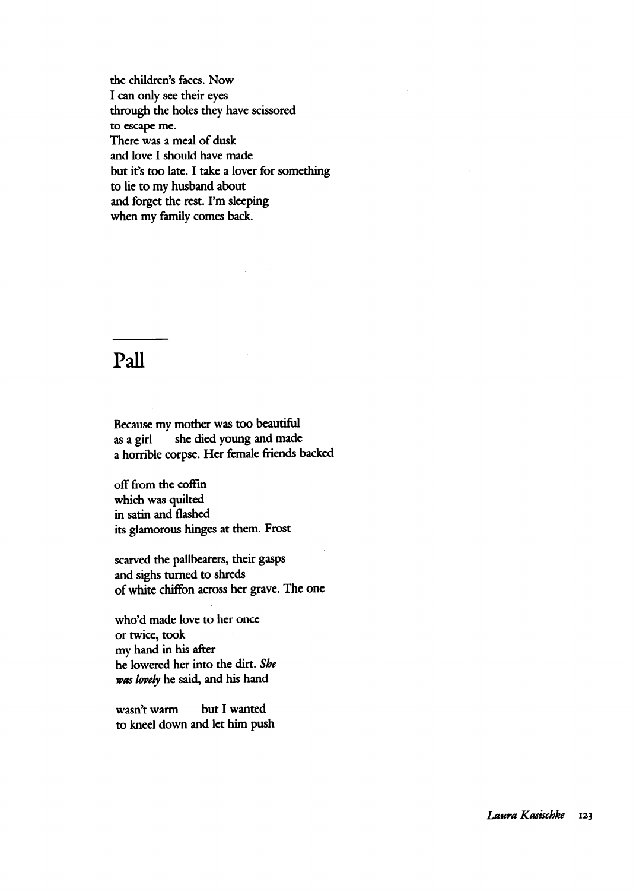the children's faces. Now
I can only see their eyes
through the holes they have scissored
to escape me.
There was a meal of dusk
and love I should have made
but it's too late. I take a lover for something
to lie to my husband about
and forget the rest. I'm sleeping
when my family comes back.

## Pall

Because my mother was too beautiful
as a girl      she died young and made
a horrible corpse. Her female friends backed

off from the coffin
which was quilted
in satin and flashed
its glamorous hinges at them. Frost

scarved the pallbearers, their gasps
and sighs turned to shreds
of white chiffon across her grave. The one

who'd made love to her once
or twice, took
my hand in his after
he lowered her into the dirt. *She
was lovely* he said, and his hand

wasn't warm      but I wanted
to kneel down and let him push